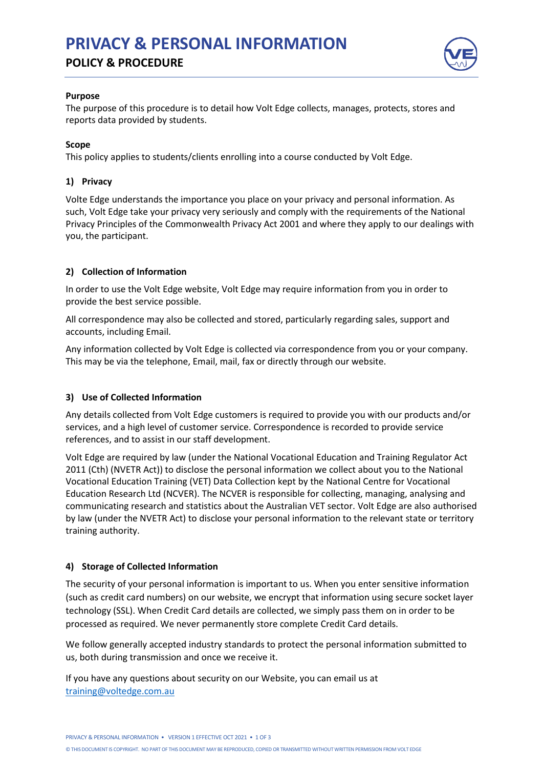# PRIVACY & PERSONAL INFORMATION

## POLICY & PROCEDURE

**Purpose**

The purpose of this procedure is to detail how Volt Edge collects, manages, protects, stores and reports data provided by students.

**Scope**

This policy applies to students/clients enrolling into a course conducted by Volt Edge.

### 1) Privacy

Volte Edge understands the importance you place on your privacy and personal information. As such, Volt Edge take your privacy very seriously and comply with the requirements of the National Privacy Principles of the Commonwealth Privacy Act 2001 and where they apply to our dealings with you, the participant.

### 2) Collection of Information

In order to use the Volt Edge website, Volt Edge may require information from you in order to provide the best service possible.

All correspondence may also be collected and stored, particularly regarding sales, support and accounts, including Email.

Any information collected by Volt Edge is collected via correspondence from you or your company. This may be via the telephone, Email, mail, fax or directly through our website.

### 3) Use of Collected Information

Any details collected from Volt Edge customers is required to provide you with our products and/or services, and a high level of customer service. Correspondence is recorded to provide service references, and to assist in our staff development.

Volt Edge are required by law (under the National Vocational Education and Training Regulator Act 2011 (Cth) (NVETR Act)) to disclose the personal information we collect about you to the National Vocational Education Training (VET) Data Collection kept by the National Centre for Vocational Education Research Ltd (NCVER). The NCVER is responsible for collecting, managing, analysing and communicating research and statistics about the Australian VET sector. Volt Edge are also authorised by law (under the NVETR Act) to disclose your personal information to the relevant state or territory training authority.

### 4) Storage of Collected Information

The security of your personal information is important to us. When you enter sensitive information (such as credit card numbers) on our website, we encrypt that information using secure socket layer technology (SSL). When Credit Card details are collected, we simply pass them on in order to be processed as required. We never permanently store complete Credit Card details.

We follow generally accepted industry standards to protect the personal information submitted to us, both during transmission and once we receive it.

If you have any questions about security on our Website, you can email us at training@voltedge.com.au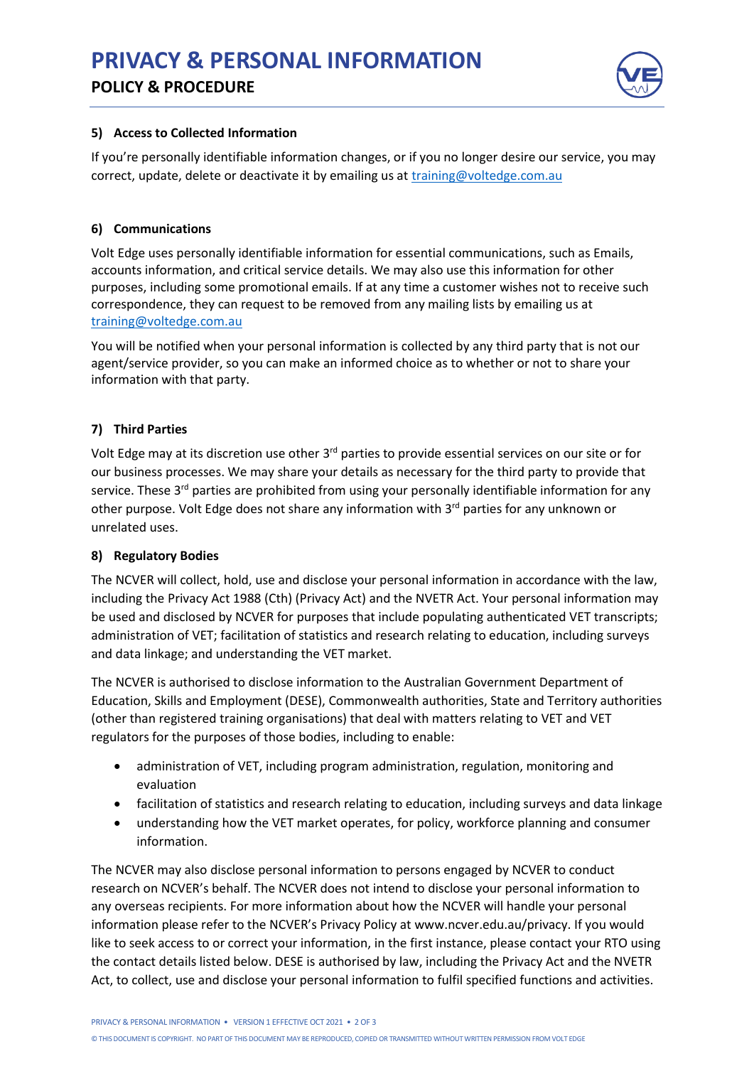### 5) Access to Collected Information

If you're personally identifiable information changes, or if you no longer desire our service, you may correct, update, delete or deactivate it by emailing us at training@voltedge.com.au

### 6) Communications

Volt Edge uses personally identifiable information for essential communications, such as Emails, accounts information, and critical service details. We may also use this information for other purposes, including some promotional emails. If at any time a customer wishes not to receive such correspondence, they can request to be removed from any mailing lists by emailing us at training@voltedge.com.au

You will be notified when your personal information is collected by any third party that is not our agent/service provider, so you can make an informed choice as to whether or not to share your information with that party.

### 7) Third Parties

Volt Edge may at its discretion use other 3rd parties to provide essential services on our site or for our business processes. We may share your details as necessary for the third party to provide that service. These 3rd parties are prohibited from using your personally identifiable information for any other purpose. Volt Edge does not share any information with 3rd parties for any unknown or unrelated uses.

### 8) Regulatory Bodies

The NCVER will collect, hold, use and disclose your personal information in accordance with the law, including the Privacy Act 1988 (Cth) (Privacy Act) and the NVETR Act. Your personal information may be used and disclosed by NCVER for purposes that include populating authenticated VET transcripts; administration of VET; facilitation of statistics and research relating to education, including surveys and data linkage; and understanding the VET market.

The NCVER is authorised to disclose information to the Australian Government Department of Education, Skills and Employment (DESE), Commonwealth authorities, State and Territory authorities (other than registered training organisations) that deal with matters relating to VET and VET regulators for the purposes of those bodies, including to enable:

- administration of VET, including program administration, regulation, monitoring and evaluation
- facilitation of statistics and research relating to education, including surveys and data linkage
- understanding how the VET market operates, for policy, workforce planning and consumer information.

The NCVER may also disclose personal information to persons engaged by NCVER to conduct research on NCVER's behalf. The NCVER does not intend to disclose your personal information to any overseas recipients. For more information about how the NCVER will handle your personal information please refer to the NCVER's Privacy Policy at www.ncver.edu.au/privacy. If you would like to seek access to or correct your information, in the first instance, please contact your RTO using the contact details listed below. DESE is authorised by law, including the Privacy Act and the NVETR Act, to collect, use and disclose your personal information to fulfil specified functions and activities.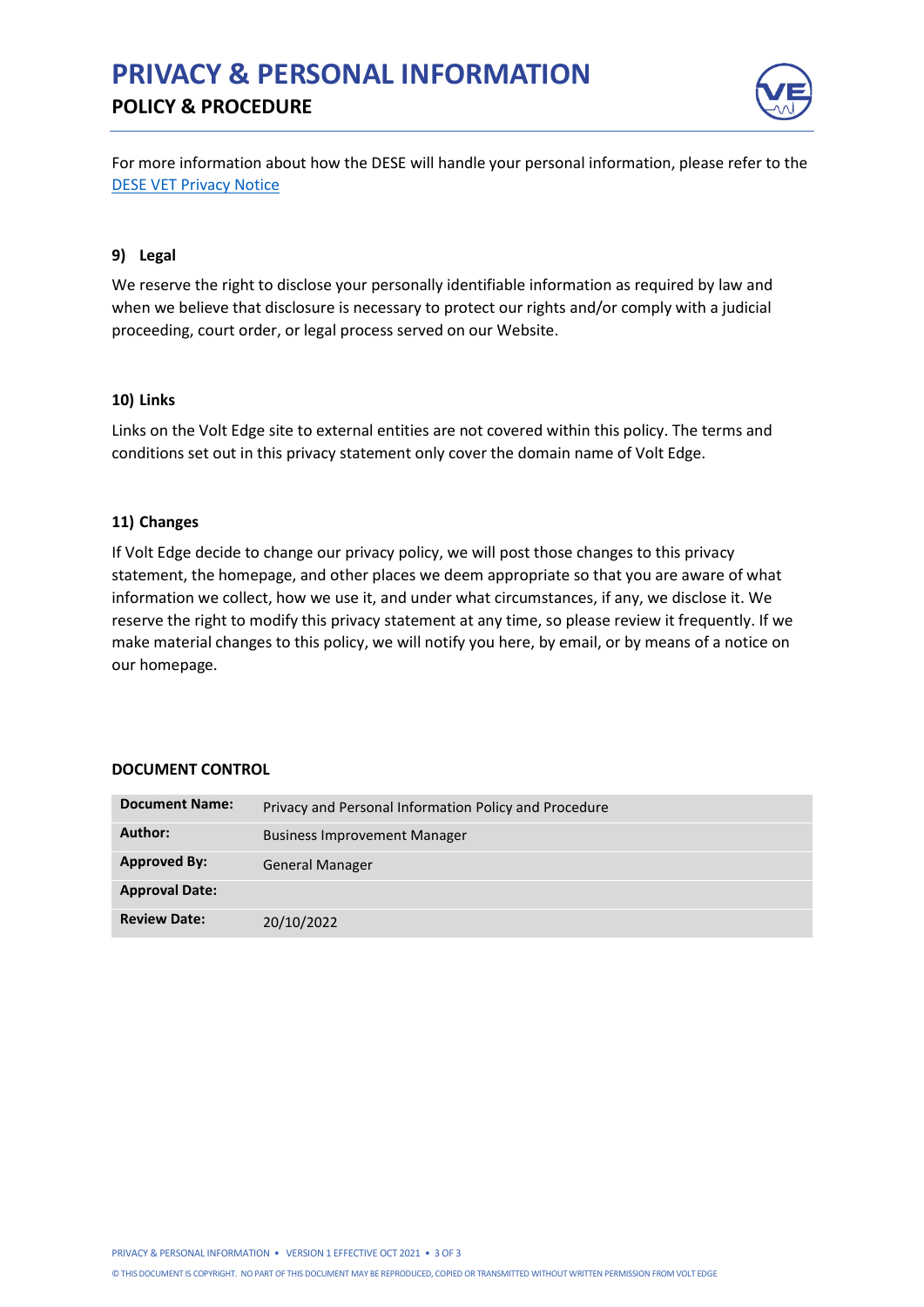For more information about how the DESE will handle your personal information, please refer to the [DESE VET Privacy Notice]

### 9) Legal

We reserve the right to disclose your personally identifiable information as required by law and when we believe that disclosure is necessary to protect our rights and/or comply with a judicial proceeding, court order, or legal process served on our Website.

### 10) Links

Links on the Volt Edge site to external entities are not covered within this policy. The terms and conditions set out in this privacy statement only cover the domain name of Volt Edge.

### 11) Changes

If Volt Edge decide to change our privacy policy, we will post those changes to this privacy statement, the homepage, and other places we deem appropriate so that you are aware of what information we collect, how we use it, and under what circumstances, if any, we disclose it. We reserve the right to modify this privacy statement at any time, so please review it frequently. If we make material changes to this policy, we will notify you here, by email, or by means of a notice on our homepage.

**DOCUMENT CONTROL**

| | |
|---|---|
| **Document Name:** | Privacy and Personal Information Policy and Procedure |
| **Author:** | Business Improvement Manager |
| **Approved By:** | General Manager |
| **Approval Date:** | |
| **Review Date:** | 20/10/2022 |